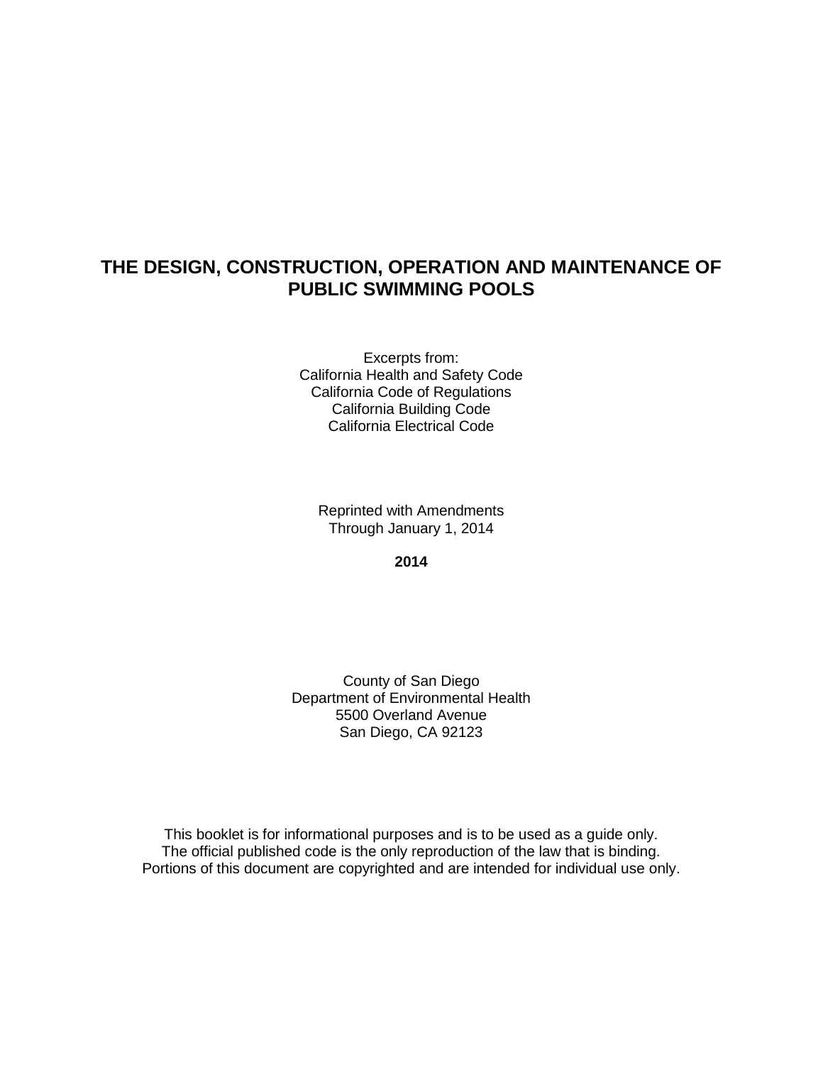# THE DESIGN, CONSTRUCTION, OPERATION AND MAINTENANCE OF PUBLIC SWIMMING POOLS

Excerpts from:
California Health and Safety Code
California Code of Regulations
California Building Code
California Electrical Code

Reprinted with Amendments
Through January 1, 2014

**2014**

County of San Diego
Department of Environmental Health
5500 Overland Avenue
San Diego, CA 92123

This booklet is for informational purposes and is to be used as a guide only.
The official published code is the only reproduction of the law that is binding.
Portions of this document are copyrighted and are intended for individual use only.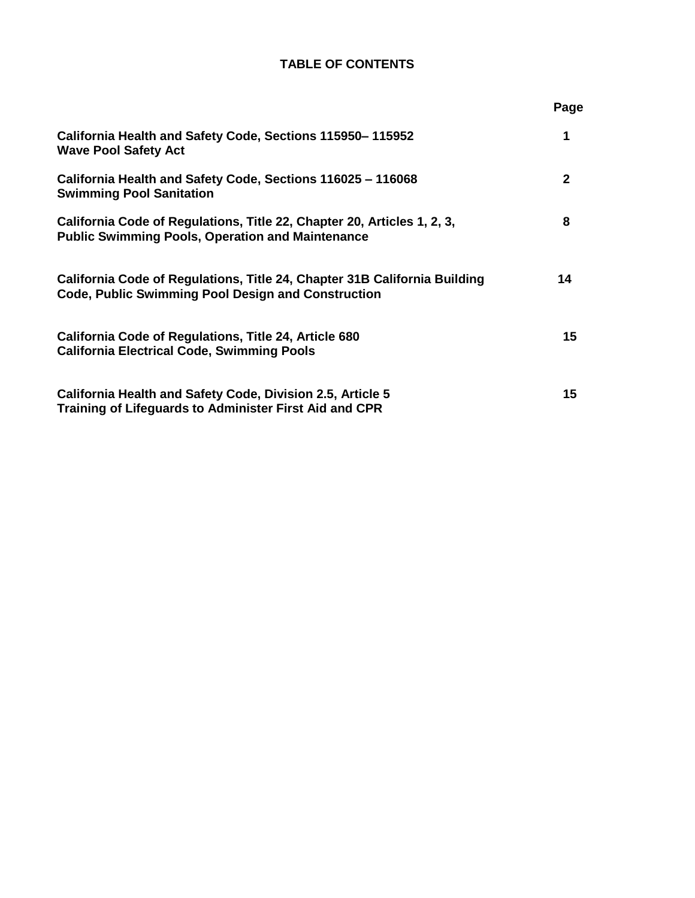# TABLE OF CONTENTS

| | Page |
|---|---|
| **California Health and Safety Code, Sections 115950– 115952**<br>**Wave Pool Safety Act** | **1** |
| **California Health and Safety Code, Sections 116025 – 116068**<br>**Swimming Pool Sanitation** | **2** |
| **California Code of Regulations, Title 22, Chapter 20, Articles 1, 2, 3,**<br>**Public Swimming Pools, Operation and Maintenance** | **8** |
| **California Code of Regulations, Title 24, Chapter 31B California Building Code, Public Swimming Pool Design and Construction** | **14** |
| **California Code of Regulations, Title 24, Article 680**<br>**California Electrical Code, Swimming Pools** | **15** |
| **California Health and Safety Code, Division 2.5, Article 5**<br>**Training of Lifeguards to Administer First Aid and CPR** | **15** |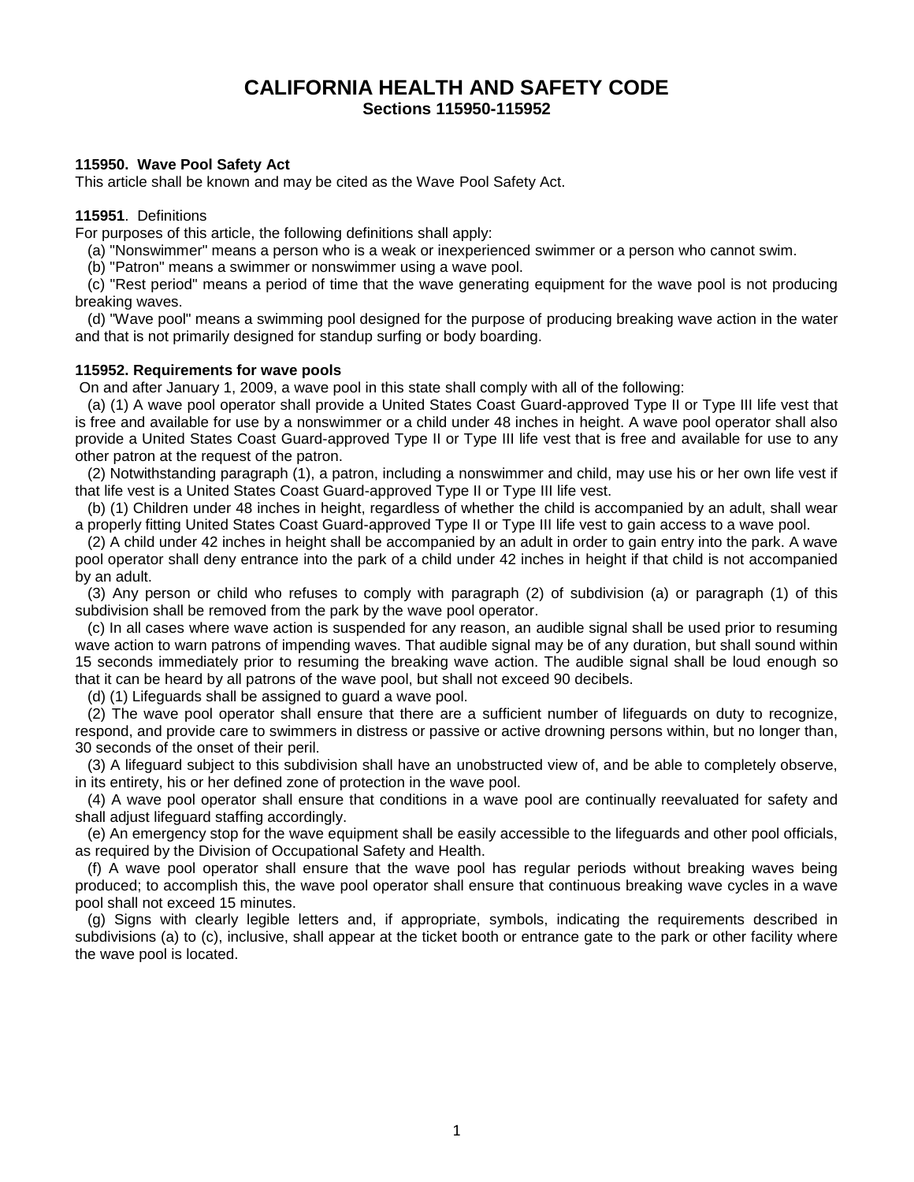# CALIFORNIA HEALTH AND SAFETY CODE

## Sections 115950-115952

**115950. Wave Pool Safety Act**

This article shall be known and may be cited as the Wave Pool Safety Act.

**115951**. Definitions

For purposes of this article, the following definitions shall apply:

(a) "Nonswimmer" means a person who is a weak or inexperienced swimmer or a person who cannot swim.

(b) "Patron" means a swimmer or nonswimmer using a wave pool.

(c) "Rest period" means a period of time that the wave generating equipment for the wave pool is not producing breaking waves.

(d) "Wave pool" means a swimming pool designed for the purpose of producing breaking wave action in the water and that is not primarily designed for standup surfing or body boarding.

**115952. Requirements for wave pools**

On and after January 1, 2009, a wave pool in this state shall comply with all of the following:

(a) (1) A wave pool operator shall provide a United States Coast Guard-approved Type II or Type III life vest that is free and available for use by a nonswimmer or a child under 48 inches in height. A wave pool operator shall also provide a United States Coast Guard-approved Type II or Type III life vest that is free and available for use to any other patron at the request of the patron.

(2) Notwithstanding paragraph (1), a patron, including a nonswimmer and child, may use his or her own life vest if that life vest is a United States Coast Guard-approved Type II or Type III life vest.

(b) (1) Children under 48 inches in height, regardless of whether the child is accompanied by an adult, shall wear a properly fitting United States Coast Guard-approved Type II or Type III life vest to gain access to a wave pool.

(2) A child under 42 inches in height shall be accompanied by an adult in order to gain entry into the park. A wave pool operator shall deny entrance into the park of a child under 42 inches in height if that child is not accompanied by an adult.

(3) Any person or child who refuses to comply with paragraph (2) of subdivision (a) or paragraph (1) of this subdivision shall be removed from the park by the wave pool operator.

(c) In all cases where wave action is suspended for any reason, an audible signal shall be used prior to resuming wave action to warn patrons of impending waves. That audible signal may be of any duration, but shall sound within 15 seconds immediately prior to resuming the breaking wave action. The audible signal shall be loud enough so that it can be heard by all patrons of the wave pool, but shall not exceed 90 decibels.

(d) (1) Lifeguards shall be assigned to guard a wave pool.

(2) The wave pool operator shall ensure that there are a sufficient number of lifeguards on duty to recognize, respond, and provide care to swimmers in distress or passive or active drowning persons within, but no longer than, 30 seconds of the onset of their peril.

(3) A lifeguard subject to this subdivision shall have an unobstructed view of, and be able to completely observe, in its entirety, his or her defined zone of protection in the wave pool.

(4) A wave pool operator shall ensure that conditions in a wave pool are continually reevaluated for safety and shall adjust lifeguard staffing accordingly.

(e) An emergency stop for the wave equipment shall be easily accessible to the lifeguards and other pool officials, as required by the Division of Occupational Safety and Health.

(f) A wave pool operator shall ensure that the wave pool has regular periods without breaking waves being produced; to accomplish this, the wave pool operator shall ensure that continuous breaking wave cycles in a wave pool shall not exceed 15 minutes.

(g) Signs with clearly legible letters and, if appropriate, symbols, indicating the requirements described in subdivisions (a) to (c), inclusive, shall appear at the ticket booth or entrance gate to the park or other facility where the wave pool is located.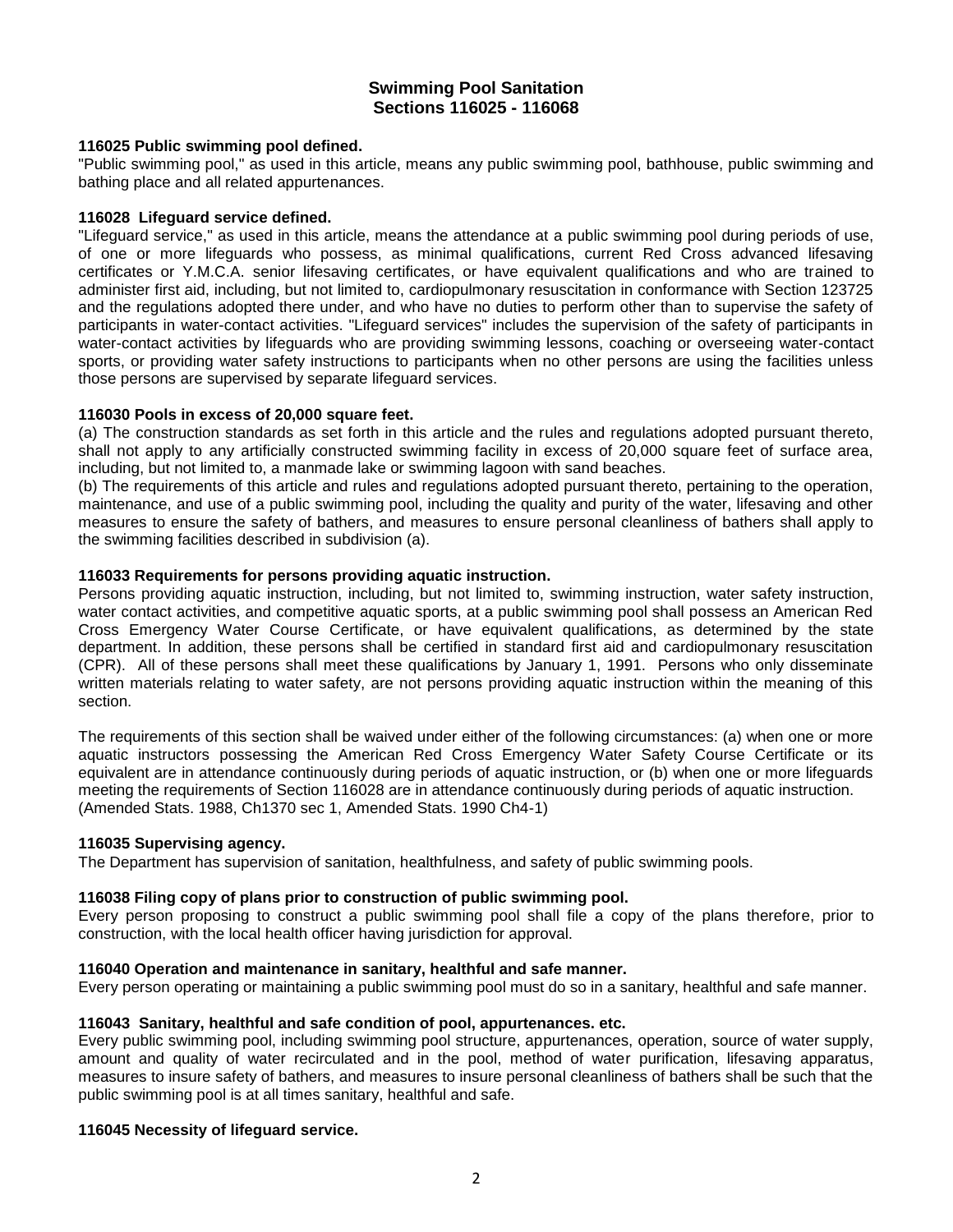## Swimming Pool Sanitation
## Sections 116025 - 116068

**116025 Public swimming pool defined.**
"Public swimming pool," as used in this article, means any public swimming pool, bathhouse, public swimming and bathing place and all related appurtenances.

**116028 Lifeguard service defined.**
"Lifeguard service," as used in this article, means the attendance at a public swimming pool during periods of use, of one or more lifeguards who possess, as minimal qualifications, current Red Cross advanced lifesaving certificates or Y.M.C.A. senior lifesaving certificates, or have equivalent qualifications and who are trained to administer first aid, including, but not limited to, cardiopulmonary resuscitation in conformance with Section 123725 and the regulations adopted there under, and who have no duties to perform other than to supervise the safety of participants in water-contact activities. "Lifeguard services" includes the supervision of the safety of participants in water-contact activities by lifeguards who are providing swimming lessons, coaching or overseeing water-contact sports, or providing water safety instructions to participants when no other persons are using the facilities unless those persons are supervised by separate lifeguard services.

**116030 Pools in excess of 20,000 square feet.**
(a) The construction standards as set forth in this article and the rules and regulations adopted pursuant thereto, shall not apply to any artificially constructed swimming facility in excess of 20,000 square feet of surface area, including, but not limited to, a manmade lake or swimming lagoon with sand beaches.
(b) The requirements of this article and rules and regulations adopted pursuant thereto, pertaining to the operation, maintenance, and use of a public swimming pool, including the quality and purity of the water, lifesaving and other measures to ensure the safety of bathers, and measures to ensure personal cleanliness of bathers shall apply to the swimming facilities described in subdivision (a).

**116033 Requirements for persons providing aquatic instruction.**
Persons providing aquatic instruction, including, but not limited to, swimming instruction, water safety instruction, water contact activities, and competitive aquatic sports, at a public swimming pool shall possess an American Red Cross Emergency Water Course Certificate, or have equivalent qualifications, as determined by the state department. In addition, these persons shall be certified in standard first aid and cardiopulmonary resuscitation (CPR). All of these persons shall meet these qualifications by January 1, 1991. Persons who only disseminate written materials relating to water safety, are not persons providing aquatic instruction within the meaning of this section.

The requirements of this section shall be waived under either of the following circumstances: (a) when one or more aquatic instructors possessing the American Red Cross Emergency Water Safety Course Certificate or its equivalent are in attendance continuously during periods of aquatic instruction, or (b) when one or more lifeguards meeting the requirements of Section 116028 are in attendance continuously during periods of aquatic instruction.
(Amended Stats. 1988, Ch1370 sec 1, Amended Stats. 1990 Ch4-1)

**116035 Supervising agency.**
The Department has supervision of sanitation, healthfulness, and safety of public swimming pools.

**116038 Filing copy of plans prior to construction of public swimming pool.**
Every person proposing to construct a public swimming pool shall file a copy of the plans therefore, prior to construction, with the local health officer having jurisdiction for approval.

**116040 Operation and maintenance in sanitary, healthful and safe manner.**
Every person operating or maintaining a public swimming pool must do so in a sanitary, healthful and safe manner.

**116043 Sanitary, healthful and safe condition of pool, appurtenances. etc.**
Every public swimming pool, including swimming pool structure, appurtenances, operation, source of water supply, amount and quality of water recirculated and in the pool, method of water purification, lifesaving apparatus, measures to insure safety of bathers, and measures to insure personal cleanliness of bathers shall be such that the public swimming pool is at all times sanitary, healthful and safe.

**116045 Necessity of lifeguard service.**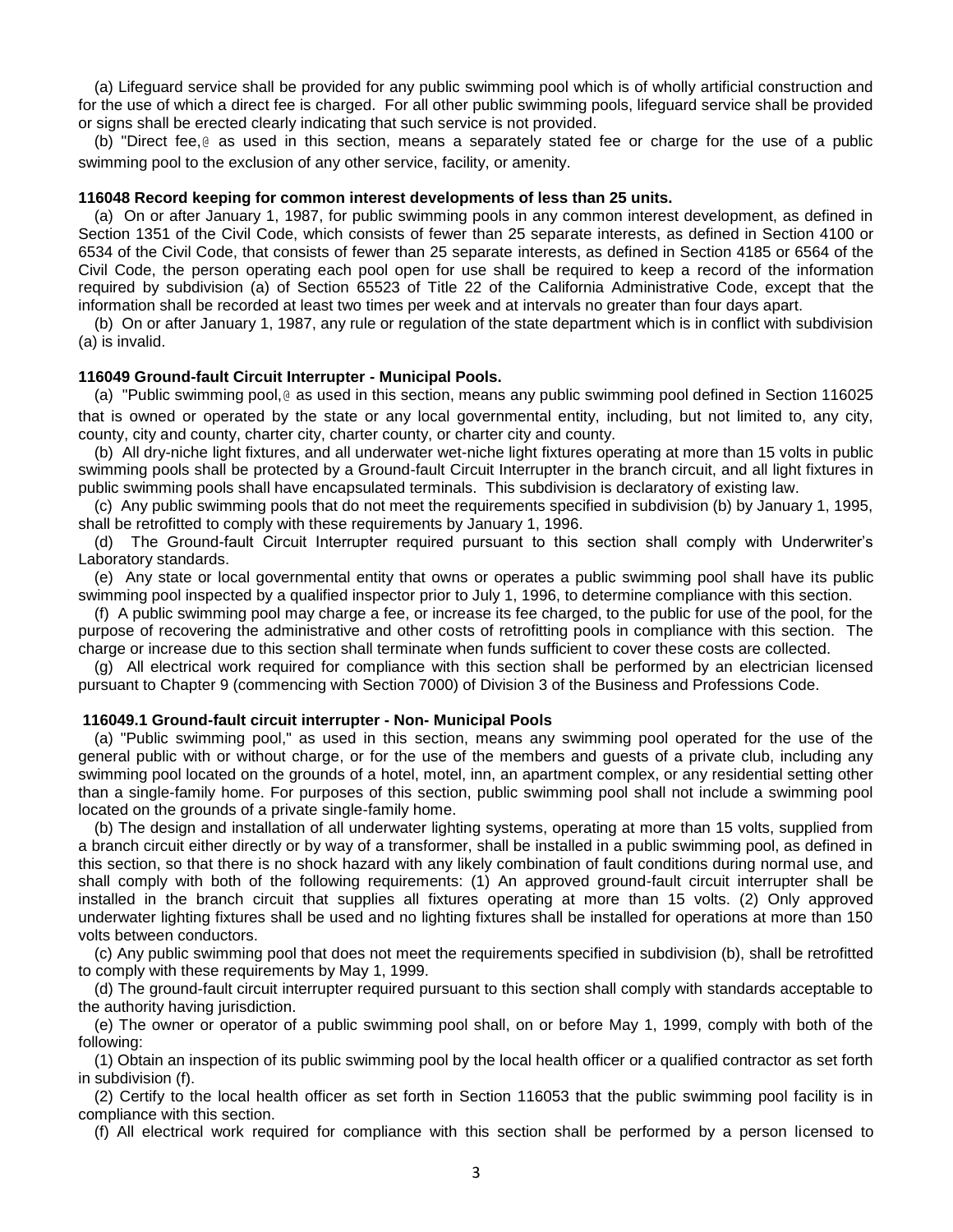(a) Lifeguard service shall be provided for any public swimming pool which is of wholly artificial construction and for the use of which a direct fee is charged. For all other public swimming pools, lifeguard service shall be provided or signs shall be erected clearly indicating that such service is not provided.

(b) "Direct fee,@ as used in this section, means a separately stated fee or charge for the use of a public swimming pool to the exclusion of any other service, facility, or amenity.

**116048 Record keeping for common interest developments of less than 25 units.**

(a) On or after January 1, 1987, for public swimming pools in any common interest development, as defined in Section 1351 of the Civil Code, which consists of fewer than 25 separate interests, as defined in Section 4100 or 6534 of the Civil Code, that consists of fewer than 25 separate interests, as defined in Section 4185 or 6564 of the Civil Code, the person operating each pool open for use shall be required to keep a record of the information required by subdivision (a) of Section 65523 of Title 22 of the California Administrative Code, except that the information shall be recorded at least two times per week and at intervals no greater than four days apart.

(b) On or after January 1, 1987, any rule or regulation of the state department which is in conflict with subdivision (a) is invalid.

**116049 Ground-fault Circuit Interrupter - Municipal Pools.**

(a) "Public swimming pool,@ as used in this section, means any public swimming pool defined in Section 116025 that is owned or operated by the state or any local governmental entity, including, but not limited to, any city, county, city and county, charter city, charter county, or charter city and county.

(b) All dry-niche light fixtures, and all underwater wet-niche light fixtures operating at more than 15 volts in public swimming pools shall be protected by a Ground-fault Circuit Interrupter in the branch circuit, and all light fixtures in public swimming pools shall have encapsulated terminals. This subdivision is declaratory of existing law.

(c) Any public swimming pools that do not meet the requirements specified in subdivision (b) by January 1, 1995, shall be retrofitted to comply with these requirements by January 1, 1996.

(d) The Ground-fault Circuit Interrupter required pursuant to this section shall comply with Underwriter's Laboratory standards.

(e) Any state or local governmental entity that owns or operates a public swimming pool shall have its public swimming pool inspected by a qualified inspector prior to July 1, 1996, to determine compliance with this section.

(f) A public swimming pool may charge a fee, or increase its fee charged, to the public for use of the pool, for the purpose of recovering the administrative and other costs of retrofitting pools in compliance with this section. The charge or increase due to this section shall terminate when funds sufficient to cover these costs are collected.

(g) All electrical work required for compliance with this section shall be performed by an electrician licensed pursuant to Chapter 9 (commencing with Section 7000) of Division 3 of the Business and Professions Code.

**116049.1 Ground-fault circuit interrupter - Non- Municipal Pools**

(a) "Public swimming pool," as used in this section, means any swimming pool operated for the use of the general public with or without charge, or for the use of the members and guests of a private club, including any swimming pool located on the grounds of a hotel, motel, inn, an apartment complex, or any residential setting other than a single-family home. For purposes of this section, public swimming pool shall not include a swimming pool located on the grounds of a private single-family home.

(b) The design and installation of all underwater lighting systems, operating at more than 15 volts, supplied from a branch circuit either directly or by way of a transformer, shall be installed in a public swimming pool, as defined in this section, so that there is no shock hazard with any likely combination of fault conditions during normal use, and shall comply with both of the following requirements: (1) An approved ground-fault circuit interrupter shall be installed in the branch circuit that supplies all fixtures operating at more than 15 volts. (2) Only approved underwater lighting fixtures shall be used and no lighting fixtures shall be installed for operations at more than 150 volts between conductors.

(c) Any public swimming pool that does not meet the requirements specified in subdivision (b), shall be retrofitted to comply with these requirements by May 1, 1999.

(d) The ground-fault circuit interrupter required pursuant to this section shall comply with standards acceptable to the authority having jurisdiction.

(e) The owner or operator of a public swimming pool shall, on or before May 1, 1999, comply with both of the following:

(1) Obtain an inspection of its public swimming pool by the local health officer or a qualified contractor as set forth in subdivision (f).

(2) Certify to the local health officer as set forth in Section 116053 that the public swimming pool facility is in compliance with this section.

(f) All electrical work required for compliance with this section shall be performed by a person licensed to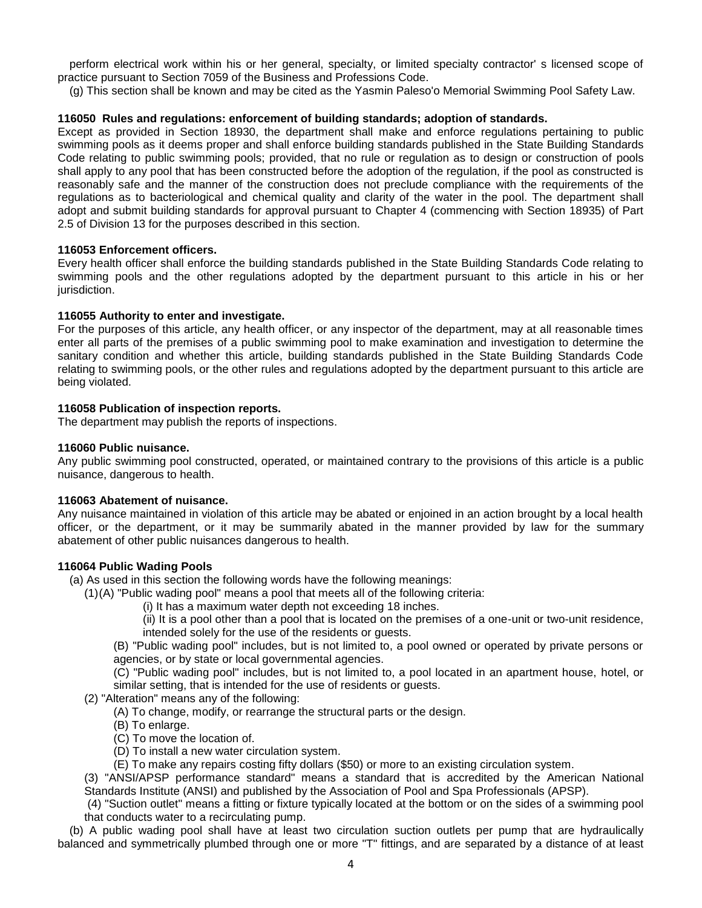perform electrical work within his or her general, specialty, or limited specialty contractor' s licensed scope of practice pursuant to Section 7059 of the Business and Professions Code.

(g) This section shall be known and may be cited as the Yasmin Paleso'o Memorial Swimming Pool Safety Law.

**116050 Rules and regulations: enforcement of building standards; adoption of standards.**

Except as provided in Section 18930, the department shall make and enforce regulations pertaining to public swimming pools as it deems proper and shall enforce building standards published in the State Building Standards Code relating to public swimming pools; provided, that no rule or regulation as to design or construction of pools shall apply to any pool that has been constructed before the adoption of the regulation, if the pool as constructed is reasonably safe and the manner of the construction does not preclude compliance with the requirements of the regulations as to bacteriological and chemical quality and clarity of the water in the pool. The department shall adopt and submit building standards for approval pursuant to Chapter 4 (commencing with Section 18935) of Part 2.5 of Division 13 for the purposes described in this section.

**116053 Enforcement officers.**

Every health officer shall enforce the building standards published in the State Building Standards Code relating to swimming pools and the other regulations adopted by the department pursuant to this article in his or her jurisdiction.

**116055 Authority to enter and investigate.**

For the purposes of this article, any health officer, or any inspector of the department, may at all reasonable times enter all parts of the premises of a public swimming pool to make examination and investigation to determine the sanitary condition and whether this article, building standards published in the State Building Standards Code relating to swimming pools, or the other rules and regulations adopted by the department pursuant to this article are being violated.

**116058 Publication of inspection reports.**

The department may publish the reports of inspections.

**116060 Public nuisance.**

Any public swimming pool constructed, operated, or maintained contrary to the provisions of this article is a public nuisance, dangerous to health.

**116063 Abatement of nuisance.**

Any nuisance maintained in violation of this article may be abated or enjoined in an action brought by a local health officer, or the department, or it may be summarily abated in the manner provided by law for the summary abatement of other public nuisances dangerous to health.

**116064 Public Wading Pools**

(a) As used in this section the following words have the following meanings:

(1)(A) "Public wading pool" means a pool that meets all of the following criteria:

(i) It has a maximum water depth not exceeding 18 inches.

(ii) It is a pool other than a pool that is located on the premises of a one-unit or two-unit residence, intended solely for the use of the residents or guests.

(B) "Public wading pool" includes, but is not limited to, a pool owned or operated by private persons or agencies, or by state or local governmental agencies.

(C) "Public wading pool" includes, but is not limited to, a pool located in an apartment house, hotel, or similar setting, that is intended for the use of residents or guests.

(2) "Alteration" means any of the following:

(A) To change, modify, or rearrange the structural parts or the design.

(B) To enlarge.

(C) To move the location of.

(D) To install a new water circulation system.

(E) To make any repairs costing fifty dollars ($50) or more to an existing circulation system.

(3) "ANSI/APSP performance standard" means a standard that is accredited by the American National Standards Institute (ANSI) and published by the Association of Pool and Spa Professionals (APSP).

(4) "Suction outlet" means a fitting or fixture typically located at the bottom or on the sides of a swimming pool that conducts water to a recirculating pump.

(b) A public wading pool shall have at least two circulation suction outlets per pump that are hydraulically balanced and symmetrically plumbed through one or more "T" fittings, and are separated by a distance of at least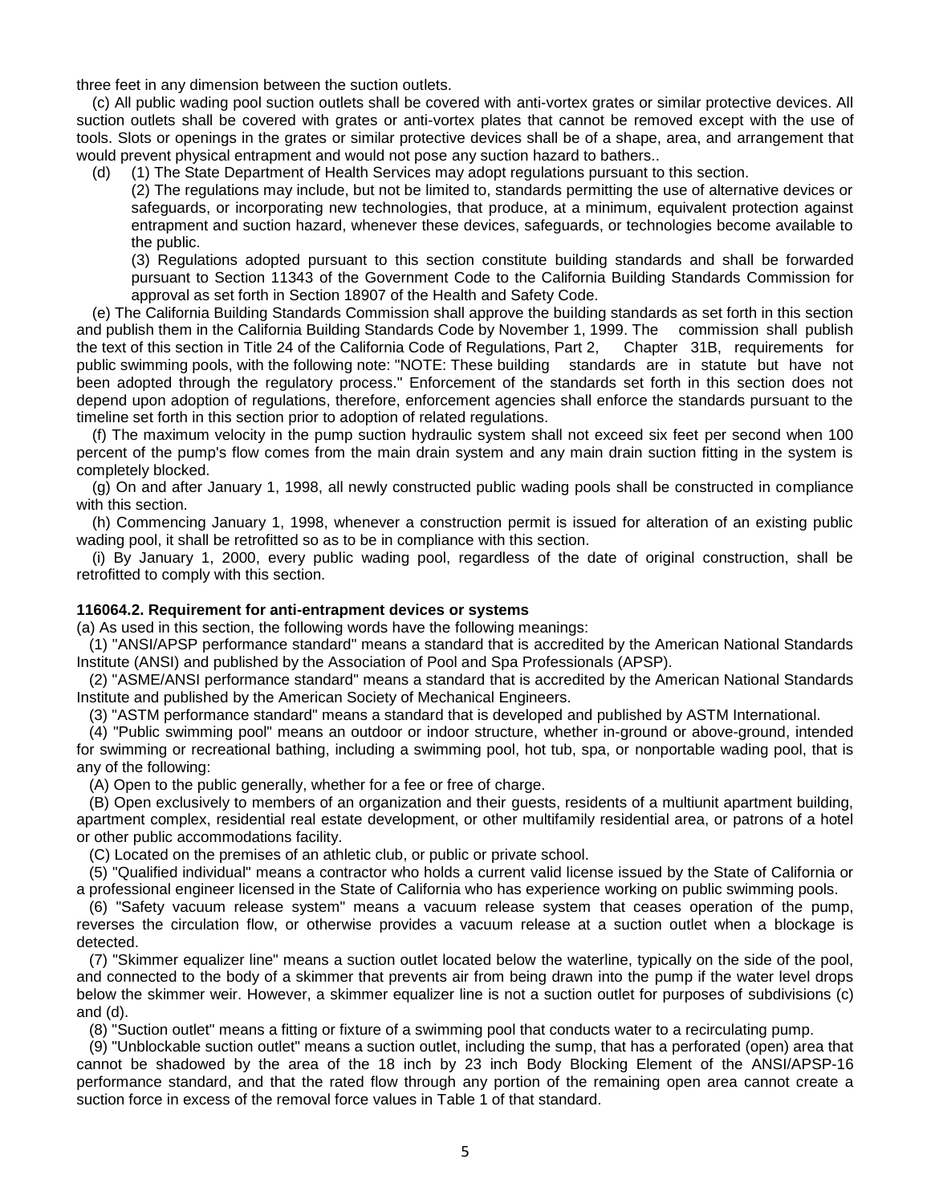three feet in any dimension between the suction outlets.

(c) All public wading pool suction outlets shall be covered with anti-vortex grates or similar protective devices. All suction outlets shall be covered with grates or anti-vortex plates that cannot be removed except with the use of tools. Slots or openings in the grates or similar protective devices shall be of a shape, area, and arrangement that would prevent physical entrapment and would not pose any suction hazard to bathers..

(d) (1) The State Department of Health Services may adopt regulations pursuant to this section.

(2) The regulations may include, but not be limited to, standards permitting the use of alternative devices or safeguards, or incorporating new technologies, that produce, at a minimum, equivalent protection against entrapment and suction hazard, whenever these devices, safeguards, or technologies become available to the public.

(3) Regulations adopted pursuant to this section constitute building standards and shall be forwarded pursuant to Section 11343 of the Government Code to the California Building Standards Commission for approval as set forth in Section 18907 of the Health and Safety Code.

(e) The California Building Standards Commission shall approve the building standards as set forth in this section and publish them in the California Building Standards Code by November 1, 1999. The commission shall publish the text of this section in Title 24 of the California Code of Regulations, Part 2, Chapter 31B, requirements for public swimming pools, with the following note: "NOTE: These building standards are in statute but have not been adopted through the regulatory process." Enforcement of the standards set forth in this section does not depend upon adoption of regulations, therefore, enforcement agencies shall enforce the standards pursuant to the timeline set forth in this section prior to adoption of related regulations.

(f) The maximum velocity in the pump suction hydraulic system shall not exceed six feet per second when 100 percent of the pump's flow comes from the main drain system and any main drain suction fitting in the system is completely blocked.

(g) On and after January 1, 1998, all newly constructed public wading pools shall be constructed in compliance with this section.

(h) Commencing January 1, 1998, whenever a construction permit is issued for alteration of an existing public wading pool, it shall be retrofitted so as to be in compliance with this section.

(i) By January 1, 2000, every public wading pool, regardless of the date of original construction, shall be retrofitted to comply with this section.

**116064.2. Requirement for anti-entrapment devices or systems**

(a) As used in this section, the following words have the following meanings:

(1) "ANSI/APSP performance standard" means a standard that is accredited by the American National Standards Institute (ANSI) and published by the Association of Pool and Spa Professionals (APSP).

(2) "ASME/ANSI performance standard" means a standard that is accredited by the American National Standards Institute and published by the American Society of Mechanical Engineers.

(3) "ASTM performance standard" means a standard that is developed and published by ASTM International.

(4) "Public swimming pool" means an outdoor or indoor structure, whether in-ground or above-ground, intended for swimming or recreational bathing, including a swimming pool, hot tub, spa, or nonportable wading pool, that is any of the following:

(A) Open to the public generally, whether for a fee or free of charge.

(B) Open exclusively to members of an organization and their guests, residents of a multiunit apartment building, apartment complex, residential real estate development, or other multifamily residential area, or patrons of a hotel or other public accommodations facility.

(C) Located on the premises of an athletic club, or public or private school.

(5) "Qualified individual" means a contractor who holds a current valid license issued by the State of California or a professional engineer licensed in the State of California who has experience working on public swimming pools.

(6) "Safety vacuum release system" means a vacuum release system that ceases operation of the pump, reverses the circulation flow, or otherwise provides a vacuum release at a suction outlet when a blockage is detected.

(7) "Skimmer equalizer line" means a suction outlet located below the waterline, typically on the side of the pool, and connected to the body of a skimmer that prevents air from being drawn into the pump if the water level drops below the skimmer weir. However, a skimmer equalizer line is not a suction outlet for purposes of subdivisions (c) and (d).

(8) "Suction outlet" means a fitting or fixture of a swimming pool that conducts water to a recirculating pump.

(9) "Unblockable suction outlet" means a suction outlet, including the sump, that has a perforated (open) area that cannot be shadowed by the area of the 18 inch by 23 inch Body Blocking Element of the ANSI/APSP-16 performance standard, and that the rated flow through any portion of the remaining open area cannot create a suction force in excess of the removal force values in Table 1 of that standard.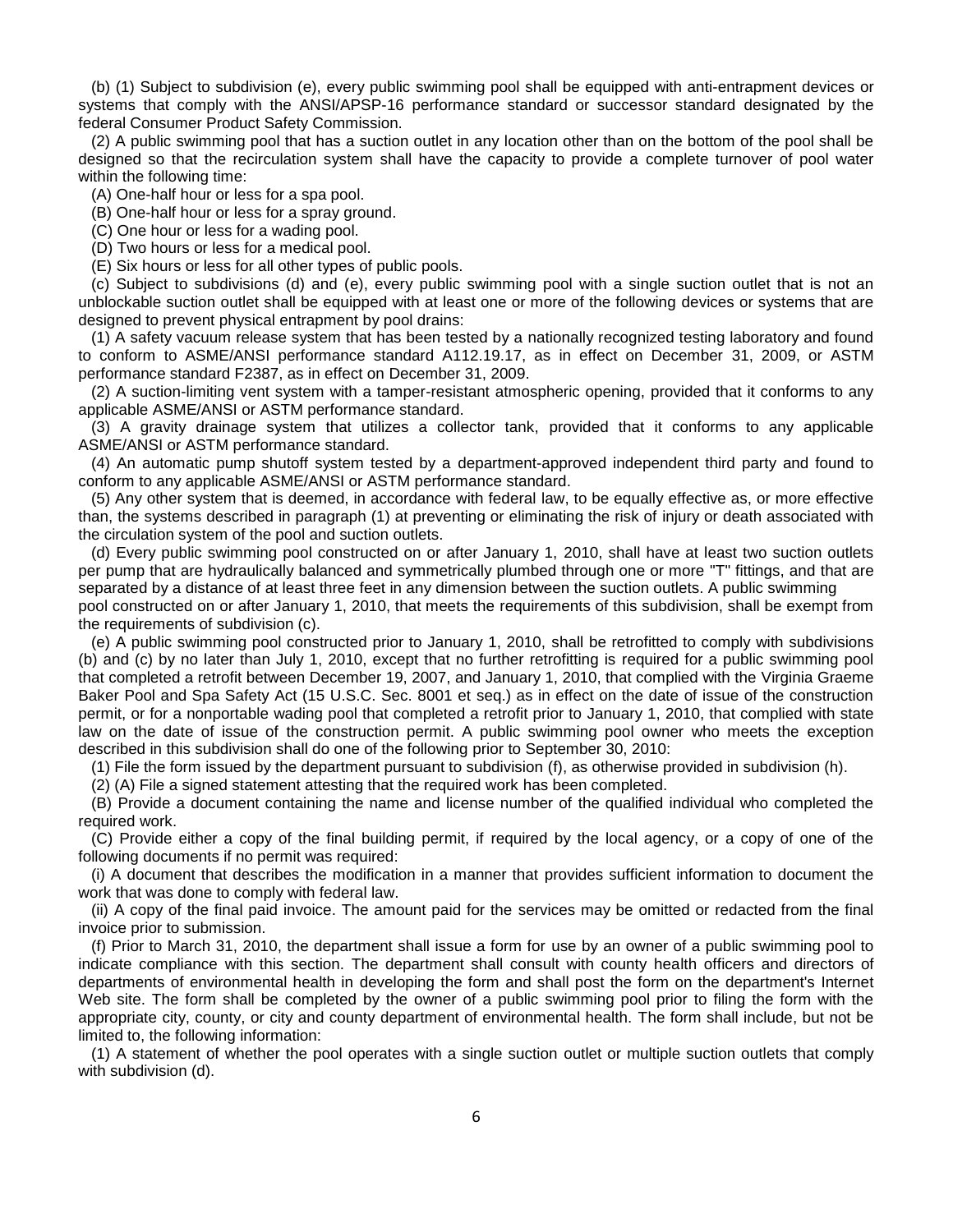(b) (1) Subject to subdivision (e), every public swimming pool shall be equipped with anti-entrapment devices or systems that comply with the ANSI/APSP-16 performance standard or successor standard designated by the federal Consumer Product Safety Commission.

(2) A public swimming pool that has a suction outlet in any location other than on the bottom of the pool shall be designed so that the recirculation system shall have the capacity to provide a complete turnover of pool water within the following time:

(A) One-half hour or less for a spa pool.

(B) One-half hour or less for a spray ground.

(C) One hour or less for a wading pool.

(D) Two hours or less for a medical pool.

(E) Six hours or less for all other types of public pools.

(c) Subject to subdivisions (d) and (e), every public swimming pool with a single suction outlet that is not an unblockable suction outlet shall be equipped with at least one or more of the following devices or systems that are designed to prevent physical entrapment by pool drains:

(1) A safety vacuum release system that has been tested by a nationally recognized testing laboratory and found to conform to ASME/ANSI performance standard A112.19.17, as in effect on December 31, 2009, or ASTM performance standard F2387, as in effect on December 31, 2009.

(2) A suction-limiting vent system with a tamper-resistant atmospheric opening, provided that it conforms to any applicable ASME/ANSI or ASTM performance standard.

(3) A gravity drainage system that utilizes a collector tank, provided that it conforms to any applicable ASME/ANSI or ASTM performance standard.

(4) An automatic pump shutoff system tested by a department-approved independent third party and found to conform to any applicable ASME/ANSI or ASTM performance standard.

(5) Any other system that is deemed, in accordance with federal law, to be equally effective as, or more effective than, the systems described in paragraph (1) at preventing or eliminating the risk of injury or death associated with the circulation system of the pool and suction outlets.

(d) Every public swimming pool constructed on or after January 1, 2010, shall have at least two suction outlets per pump that are hydraulically balanced and symmetrically plumbed through one or more "T" fittings, and that are separated by a distance of at least three feet in any dimension between the suction outlets. A public swimming pool constructed on or after January 1, 2010, that meets the requirements of this subdivision, shall be exempt from the requirements of subdivision (c).

(e) A public swimming pool constructed prior to January 1, 2010, shall be retrofitted to comply with subdivisions (b) and (c) by no later than July 1, 2010, except that no further retrofitting is required for a public swimming pool that completed a retrofit between December 19, 2007, and January 1, 2010, that complied with the Virginia Graeme Baker Pool and Spa Safety Act (15 U.S.C. Sec. 8001 et seq.) as in effect on the date of issue of the construction permit, or for a nonportable wading pool that completed a retrofit prior to January 1, 2010, that complied with state law on the date of issue of the construction permit. A public swimming pool owner who meets the exception described in this subdivision shall do one of the following prior to September 30, 2010:

(1) File the form issued by the department pursuant to subdivision (f), as otherwise provided in subdivision (h).

(2) (A) File a signed statement attesting that the required work has been completed.

(B) Provide a document containing the name and license number of the qualified individual who completed the required work.

(C) Provide either a copy of the final building permit, if required by the local agency, or a copy of one of the following documents if no permit was required:

(i) A document that describes the modification in a manner that provides sufficient information to document the work that was done to comply with federal law.

(ii) A copy of the final paid invoice. The amount paid for the services may be omitted or redacted from the final invoice prior to submission.

(f) Prior to March 31, 2010, the department shall issue a form for use by an owner of a public swimming pool to indicate compliance with this section. The department shall consult with county health officers and directors of departments of environmental health in developing the form and shall post the form on the department's Internet Web site. The form shall be completed by the owner of a public swimming pool prior to filing the form with the appropriate city, county, or city and county department of environmental health. The form shall include, but not be limited to, the following information:

(1) A statement of whether the pool operates with a single suction outlet or multiple suction outlets that comply with subdivision (d).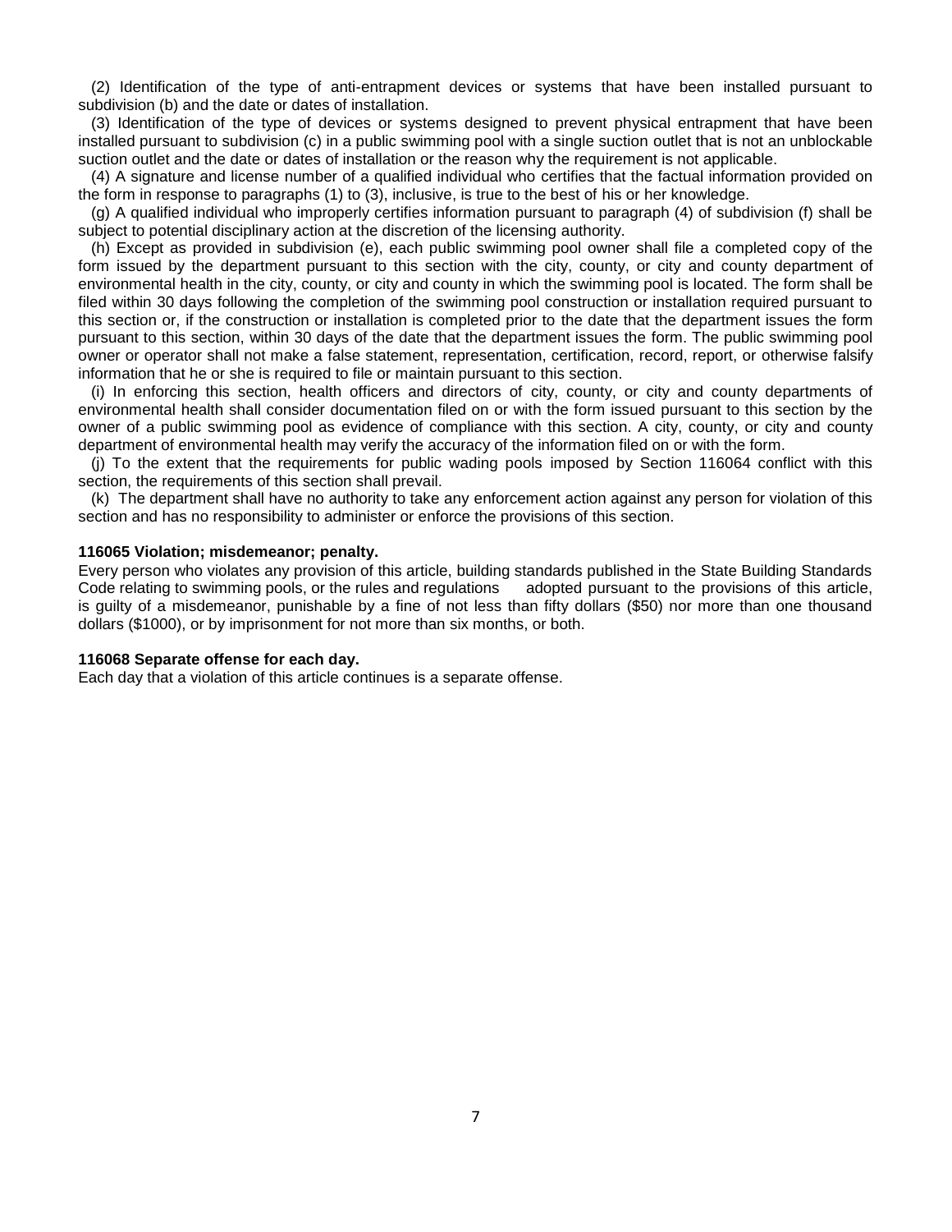(2) Identification of the type of anti-entrapment devices or systems that have been installed pursuant to subdivision (b) and the date or dates of installation.

(3) Identification of the type of devices or systems designed to prevent physical entrapment that have been installed pursuant to subdivision (c) in a public swimming pool with a single suction outlet that is not an unblockable suction outlet and the date or dates of installation or the reason why the requirement is not applicable.

(4) A signature and license number of a qualified individual who certifies that the factual information provided on the form in response to paragraphs (1) to (3), inclusive, is true to the best of his or her knowledge.

(g) A qualified individual who improperly certifies information pursuant to paragraph (4) of subdivision (f) shall be subject to potential disciplinary action at the discretion of the licensing authority.

(h) Except as provided in subdivision (e), each public swimming pool owner shall file a completed copy of the form issued by the department pursuant to this section with the city, county, or city and county department of environmental health in the city, county, or city and county in which the swimming pool is located. The form shall be filed within 30 days following the completion of the swimming pool construction or installation required pursuant to this section or, if the construction or installation is completed prior to the date that the department issues the form pursuant to this section, within 30 days of the date that the department issues the form. The public swimming pool owner or operator shall not make a false statement, representation, certification, record, report, or otherwise falsify information that he or she is required to file or maintain pursuant to this section.

(i) In enforcing this section, health officers and directors of city, county, or city and county departments of environmental health shall consider documentation filed on or with the form issued pursuant to this section by the owner of a public swimming pool as evidence of compliance with this section. A city, county, or city and county department of environmental health may verify the accuracy of the information filed on or with the form.

(j) To the extent that the requirements for public wading pools imposed by Section 116064 conflict with this section, the requirements of this section shall prevail.

(k) The department shall have no authority to take any enforcement action against any person for violation of this section and has no responsibility to administer or enforce the provisions of this section.

**116065 Violation; misdemeanor; penalty.**

Every person who violates any provision of this article, building standards published in the State Building Standards Code relating to swimming pools, or the rules and regulations adopted pursuant to the provisions of this article, is guilty of a misdemeanor, punishable by a fine of not less than fifty dollars ($50) nor more than one thousand dollars ($1000), or by imprisonment for not more than six months, or both.

**116068 Separate offense for each day.**

Each day that a violation of this article continues is a separate offense.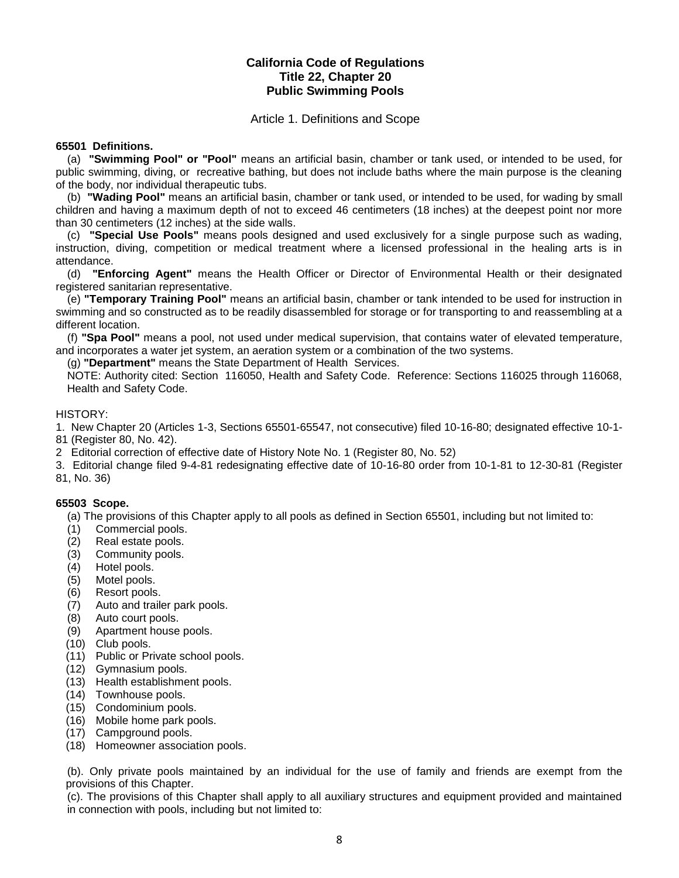**California Code of Regulations**
**Title 22, Chapter 20**
**Public Swimming Pools**

Article 1. Definitions and Scope

**65501 Definitions.**

(a) **"Swimming Pool" or "Pool"** means an artificial basin, chamber or tank used, or intended to be used, for public swimming, diving, or recreative bathing, but does not include baths where the main purpose is the cleaning of the body, nor individual therapeutic tubs.

(b) **"Wading Pool"** means an artificial basin, chamber or tank used, or intended to be used, for wading by small children and having a maximum depth of not to exceed 46 centimeters (18 inches) at the deepest point nor more than 30 centimeters (12 inches) at the side walls.

(c) **"Special Use Pools"** means pools designed and used exclusively for a single purpose such as wading, instruction, diving, competition or medical treatment where a licensed professional in the healing arts is in attendance.

(d) **"Enforcing Agent"** means the Health Officer or Director of Environmental Health or their designated registered sanitarian representative.

(e) **"Temporary Training Pool"** means an artificial basin, chamber or tank intended to be used for instruction in swimming and so constructed as to be readily disassembled for storage or for transporting to and reassembling at a different location.

(f) **"Spa Pool"** means a pool, not used under medical supervision, that contains water of elevated temperature, and incorporates a water jet system, an aeration system or a combination of the two systems.

(g) **"Department"** means the State Department of Health Services.

NOTE: Authority cited: Section 116050, Health and Safety Code. Reference: Sections 116025 through 116068, Health and Safety Code.

HISTORY:

1. New Chapter 20 (Articles 1-3, Sections 65501-65547, not consecutive) filed 10-16-80; designated effective 10-1-81 (Register 80, No. 42).
2. Editorial correction of effective date of History Note No. 1 (Register 80, No. 52)
3. Editorial change filed 9-4-81 redesignating effective date of 10-16-80 order from 10-1-81 to 12-30-81 (Register 81, No. 36)

**65503 Scope.**

(a) The provisions of this Chapter apply to all pools as defined in Section 65501, including but not limited to:

(1) Commercial pools.
(2) Real estate pools.
(3) Community pools.
(4) Hotel pools.
(5) Motel pools.
(6) Resort pools.
(7) Auto and trailer park pools.
(8) Auto court pools.
(9) Apartment house pools.
(10) Club pools.
(11) Public or Private school pools.
(12) Gymnasium pools.
(13) Health establishment pools.
(14) Townhouse pools.
(15) Condominium pools.
(16) Mobile home park pools.
(17) Campground pools.
(18) Homeowner association pools.

(b). Only private pools maintained by an individual for the use of family and friends are exempt from the provisions of this Chapter.

(c). The provisions of this Chapter shall apply to all auxiliary structures and equipment provided and maintained in connection with pools, including but not limited to: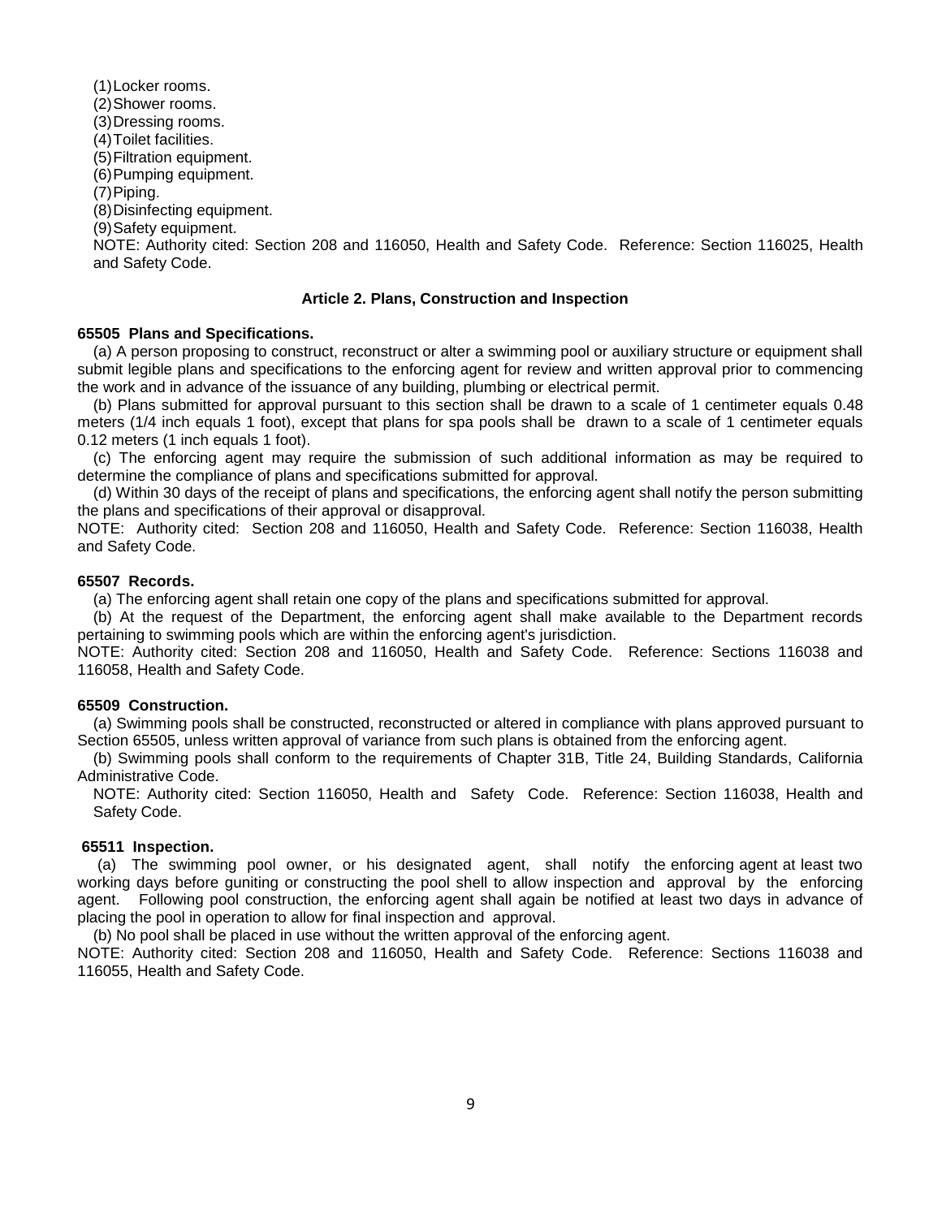(1) Locker rooms.
(2) Shower rooms.
(3) Dressing rooms.
(4) Toilet facilities.
(5) Filtration equipment.
(6) Pumping equipment.
(7) Piping.
(8) Disinfecting equipment.
(9) Safety equipment.

NOTE: Authority cited: Section 208 and 116050, Health and Safety Code. Reference: Section 116025, Health and Safety Code.

### Article 2. Plans, Construction and Inspection

**65505 Plans and Specifications.**

(a) A person proposing to construct, reconstruct or alter a swimming pool or auxiliary structure or equipment shall submit legible plans and specifications to the enforcing agent for review and written approval prior to commencing the work and in advance of the issuance of any building, plumbing or electrical permit.

(b) Plans submitted for approval pursuant to this section shall be drawn to a scale of 1 centimeter equals 0.48 meters (1/4 inch equals 1 foot), except that plans for spa pools shall be drawn to a scale of 1 centimeter equals 0.12 meters (1 inch equals 1 foot).

(c) The enforcing agent may require the submission of such additional information as may be required to determine the compliance of plans and specifications submitted for approval.

(d) Within 30 days of the receipt of plans and specifications, the enforcing agent shall notify the person submitting the plans and specifications of their approval or disapproval.

NOTE: Authority cited: Section 208 and 116050, Health and Safety Code. Reference: Section 116038, Health and Safety Code.

**65507 Records.**

(a) The enforcing agent shall retain one copy of the plans and specifications submitted for approval.

(b) At the request of the Department, the enforcing agent shall make available to the Department records pertaining to swimming pools which are within the enforcing agent's jurisdiction.

NOTE: Authority cited: Section 208 and 116050, Health and Safety Code. Reference: Sections 116038 and 116058, Health and Safety Code.

**65509 Construction.**

(a) Swimming pools shall be constructed, reconstructed or altered in compliance with plans approved pursuant to Section 65505, unless written approval of variance from such plans is obtained from the enforcing agent.

(b) Swimming pools shall conform to the requirements of Chapter 31B, Title 24, Building Standards, California Administrative Code.

NOTE: Authority cited: Section 116050, Health and Safety Code. Reference: Section 116038, Health and Safety Code.

**65511 Inspection.**

(a) The swimming pool owner, or his designated agent, shall notify the enforcing agent at least two working days before guniting or constructing the pool shell to allow inspection and approval by the enforcing agent. Following pool construction, the enforcing agent shall again be notified at least two days in advance of placing the pool in operation to allow for final inspection and approval.

(b) No pool shall be placed in use without the written approval of the enforcing agent.

NOTE: Authority cited: Section 208 and 116050, Health and Safety Code. Reference: Sections 116038 and 116055, Health and Safety Code.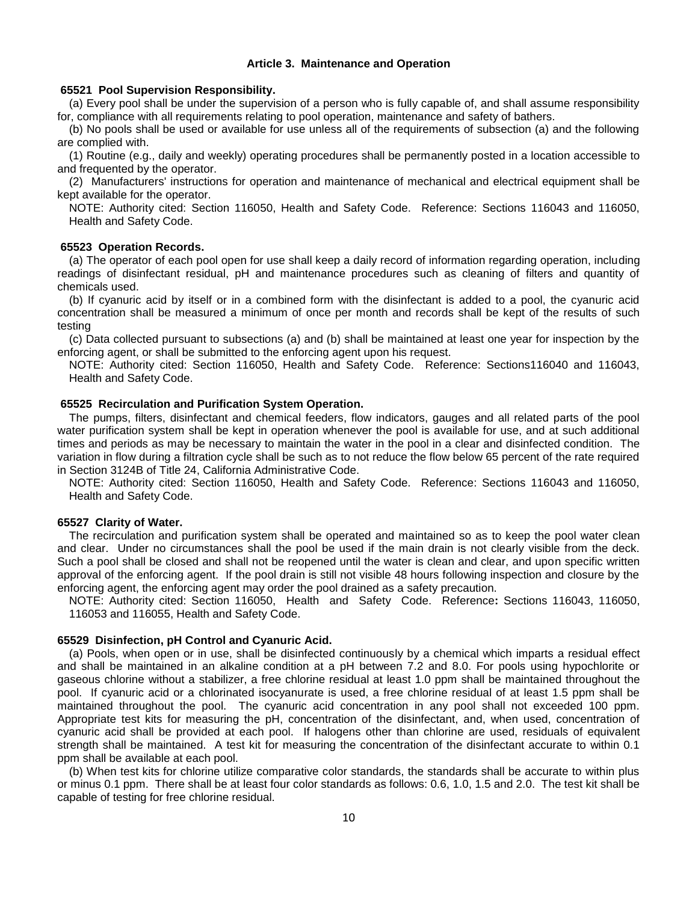## Article 3. Maintenance and Operation

### 65521 Pool Supervision Responsibility.

(a) Every pool shall be under the supervision of a person who is fully capable of, and shall assume responsibility for, compliance with all requirements relating to pool operation, maintenance and safety of bathers.

(b) No pools shall be used or available for use unless all of the requirements of subsection (a) and the following are complied with.

(1) Routine (e.g., daily and weekly) operating procedures shall be permanently posted in a location accessible to and frequented by the operator.

(2) Manufacturers' instructions for operation and maintenance of mechanical and electrical equipment shall be kept available for the operator.

NOTE: Authority cited: Section 116050, Health and Safety Code. Reference: Sections 116043 and 116050, Health and Safety Code.

### 65523 Operation Records.

(a) The operator of each pool open for use shall keep a daily record of information regarding operation, including readings of disinfectant residual, pH and maintenance procedures such as cleaning of filters and quantity of chemicals used.

(b) If cyanuric acid by itself or in a combined form with the disinfectant is added to a pool, the cyanuric acid concentration shall be measured a minimum of once per month and records shall be kept of the results of such testing

(c) Data collected pursuant to subsections (a) and (b) shall be maintained at least one year for inspection by the enforcing agent, or shall be submitted to the enforcing agent upon his request.

NOTE: Authority cited: Section 116050, Health and Safety Code. Reference: Sections116040 and 116043, Health and Safety Code.

### 65525 Recirculation and Purification System Operation.

The pumps, filters, disinfectant and chemical feeders, flow indicators, gauges and all related parts of the pool water purification system shall be kept in operation whenever the pool is available for use, and at such additional times and periods as may be necessary to maintain the water in the pool in a clear and disinfected condition. The variation in flow during a filtration cycle shall be such as to not reduce the flow below 65 percent of the rate required in Section 3124B of Title 24, California Administrative Code.

NOTE: Authority cited: Section 116050, Health and Safety Code. Reference: Sections 116043 and 116050, Health and Safety Code.

### 65527 Clarity of Water.

The recirculation and purification system shall be operated and maintained so as to keep the pool water clean and clear. Under no circumstances shall the pool be used if the main drain is not clearly visible from the deck. Such a pool shall be closed and shall not be reopened until the water is clean and clear, and upon specific written approval of the enforcing agent. If the pool drain is still not visible 48 hours following inspection and closure by the enforcing agent, the enforcing agent may order the pool drained as a safety precaution.

NOTE: Authority cited: Section 116050, Health and Safety Code. Reference**:** Sections 116043, 116050, 116053 and 116055, Health and Safety Code.

### 65529 Disinfection, pH Control and Cyanuric Acid.

(a) Pools, when open or in use, shall be disinfected continuously by a chemical which imparts a residual effect and shall be maintained in an alkaline condition at a pH between 7.2 and 8.0. For pools using hypochlorite or gaseous chlorine without a stabilizer, a free chlorine residual at least 1.0 ppm shall be maintained throughout the pool. If cyanuric acid or a chlorinated isocyanurate is used, a free chlorine residual of at least 1.5 ppm shall be maintained throughout the pool. The cyanuric acid concentration in any pool shall not exceeded 100 ppm. Appropriate test kits for measuring the pH, concentration of the disinfectant, and, when used, concentration of cyanuric acid shall be provided at each pool. If halogens other than chlorine are used, residuals of equivalent strength shall be maintained. A test kit for measuring the concentration of the disinfectant accurate to within 0.1 ppm shall be available at each pool.

(b) When test kits for chlorine utilize comparative color standards, the standards shall be accurate to within plus or minus 0.1 ppm. There shall be at least four color standards as follows: 0.6, 1.0, 1.5 and 2.0. The test kit shall be capable of testing for free chlorine residual.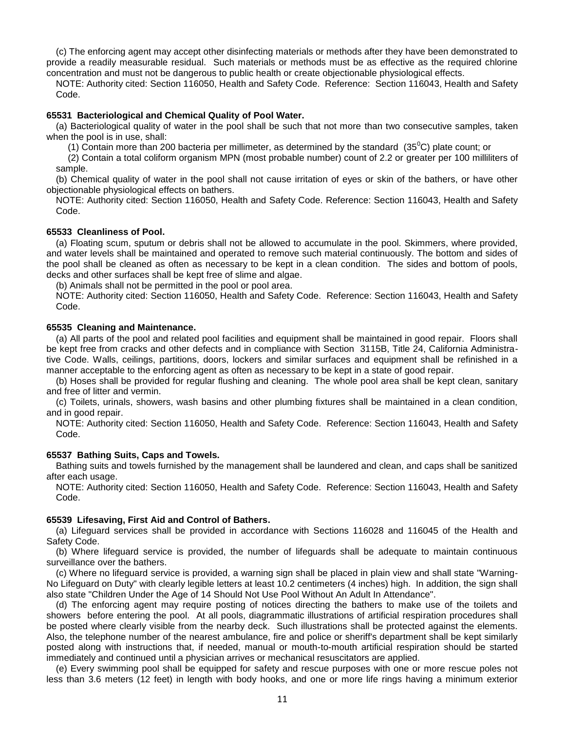(c) The enforcing agent may accept other disinfecting materials or methods after they have been demonstrated to provide a readily measurable residual. Such materials or methods must be as effective as the required chlorine concentration and must not be dangerous to public health or create objectionable physiological effects.

NOTE: Authority cited: Section 116050, Health and Safety Code. Reference: Section 116043, Health and Safety Code.

**65531 Bacteriological and Chemical Quality of Pool Water.**

(a) Bacteriological quality of water in the pool shall be such that not more than two consecutive samples, taken when the pool is in use, shall:

(1) Contain more than 200 bacteria per millimeter, as determined by the standard ($35^0$C) plate count; or

(2) Contain a total coliform organism MPN (most probable number) count of 2.2 or greater per 100 milliliters of sample.

(b) Chemical quality of water in the pool shall not cause irritation of eyes or skin of the bathers, or have other objectionable physiological effects on bathers.

NOTE: Authority cited: Section 116050, Health and Safety Code. Reference: Section 116043, Health and Safety Code.

**65533 Cleanliness of Pool.**

(a) Floating scum, sputum or debris shall not be allowed to accumulate in the pool. Skimmers, where provided, and water levels shall be maintained and operated to remove such material continuously. The bottom and sides of the pool shall be cleaned as often as necessary to be kept in a clean condition. The sides and bottom of pools, decks and other surfaces shall be kept free of slime and algae.

(b) Animals shall not be permitted in the pool or pool area.

NOTE: Authority cited: Section 116050, Health and Safety Code. Reference: Section 116043, Health and Safety Code.

**65535 Cleaning and Maintenance.**

(a) All parts of the pool and related pool facilities and equipment shall be maintained in good repair. Floors shall be kept free from cracks and other defects and in compliance with Section 3115B, Title 24, California Administrative Code. Walls, ceilings, partitions, doors, lockers and similar surfaces and equipment shall be refinished in a manner acceptable to the enforcing agent as often as necessary to be kept in a state of good repair.

(b) Hoses shall be provided for regular flushing and cleaning. The whole pool area shall be kept clean, sanitary and free of litter and vermin.

(c) Toilets, urinals, showers, wash basins and other plumbing fixtures shall be maintained in a clean condition, and in good repair.

NOTE: Authority cited: Section 116050, Health and Safety Code. Reference: Section 116043, Health and Safety Code.

**65537 Bathing Suits, Caps and Towels.**

Bathing suits and towels furnished by the management shall be laundered and clean, and caps shall be sanitized after each usage.

NOTE: Authority cited: Section 116050, Health and Safety Code. Reference: Section 116043, Health and Safety Code.

**65539 Lifesaving, First Aid and Control of Bathers.**

(a) Lifeguard services shall be provided in accordance with Sections 116028 and 116045 of the Health and Safety Code.

(b) Where lifeguard service is provided, the number of lifeguards shall be adequate to maintain continuous surveillance over the bathers.

(c) Where no lifeguard service is provided, a warning sign shall be placed in plain view and shall state "Warning-No Lifeguard on Duty" with clearly legible letters at least 10.2 centimeters (4 inches) high. In addition, the sign shall also state "Children Under the Age of 14 Should Not Use Pool Without An Adult In Attendance".

(d) The enforcing agent may require posting of notices directing the bathers to make use of the toilets and showers before entering the pool. At all pools, diagrammatic illustrations of artificial respiration procedures shall be posted where clearly visible from the nearby deck. Such illustrations shall be protected against the elements. Also, the telephone number of the nearest ambulance, fire and police or sheriff's department shall be kept similarly posted along with instructions that, if needed, manual or mouth-to-mouth artificial respiration should be started immediately and continued until a physician arrives or mechanical resuscitators are applied.

(e) Every swimming pool shall be equipped for safety and rescue purposes with one or more rescue poles not less than 3.6 meters (12 feet) in length with body hooks, and one or more life rings having a minimum exterior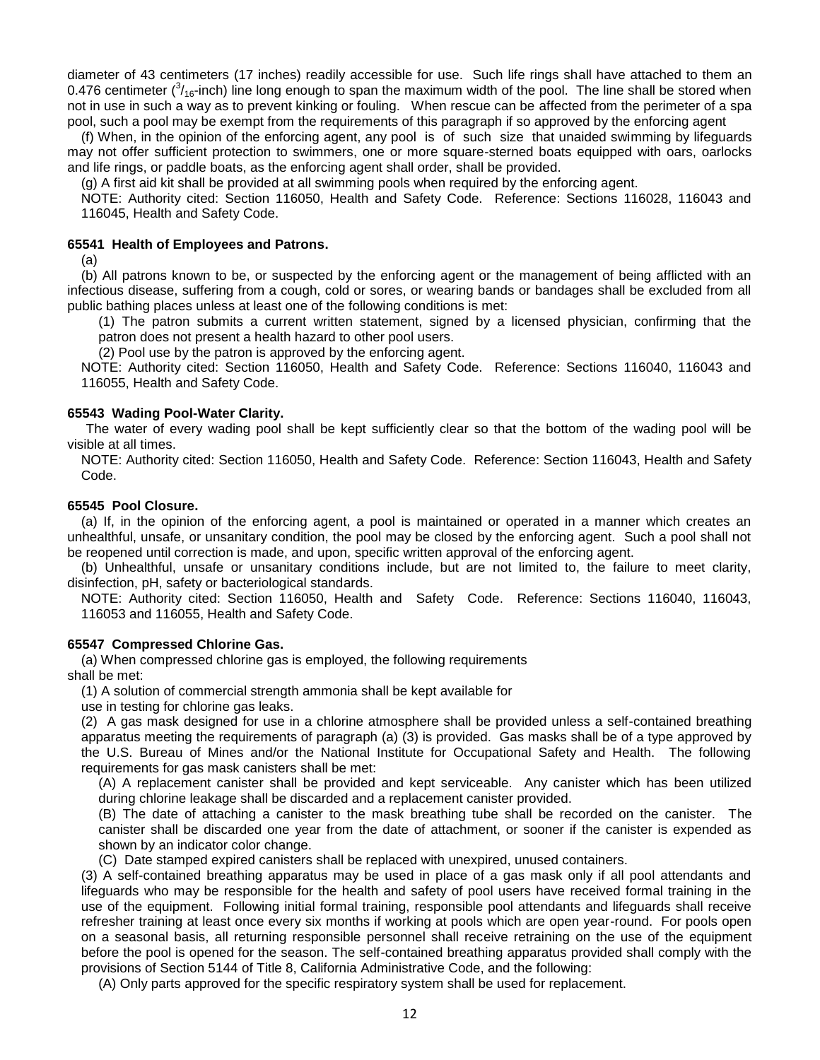diameter of 43 centimeters (17 inches) readily accessible for use. Such life rings shall have attached to them an 0.476 centimeter ($^3/_{16}$-inch) line long enough to span the maximum width of the pool. The line shall be stored when not in use in such a way as to prevent kinking or fouling. When rescue can be affected from the perimeter of a spa pool, such a pool may be exempt from the requirements of this paragraph if so approved by the enforcing agent

(f) When, in the opinion of the enforcing agent, any pool is of such size that unaided swimming by lifeguards may not offer sufficient protection to swimmers, one or more square-sterned boats equipped with oars, oarlocks and life rings, or paddle boats, as the enforcing agent shall order, shall be provided.

(g) A first aid kit shall be provided at all swimming pools when required by the enforcing agent.

NOTE: Authority cited: Section 116050, Health and Safety Code. Reference: Sections 116028, 116043 and 116045, Health and Safety Code.

#### 65541 Health of Employees and Patrons.

(a)

(b) All patrons known to be, or suspected by the enforcing agent or the management of being afflicted with an infectious disease, suffering from a cough, cold or sores, or wearing bands or bandages shall be excluded from all public bathing places unless at least one of the following conditions is met:

(1) The patron submits a current written statement, signed by a licensed physician, confirming that the patron does not present a health hazard to other pool users.

(2) Pool use by the patron is approved by the enforcing agent.

NOTE: Authority cited: Section 116050, Health and Safety Code. Reference: Sections 116040, 116043 and 116055, Health and Safety Code.

#### 65543 Wading Pool-Water Clarity.

The water of every wading pool shall be kept sufficiently clear so that the bottom of the wading pool will be visible at all times.

NOTE: Authority cited: Section 116050, Health and Safety Code. Reference: Section 116043, Health and Safety Code.

#### 65545 Pool Closure.

(a) If, in the opinion of the enforcing agent, a pool is maintained or operated in a manner which creates an unhealthful, unsafe, or unsanitary condition, the pool may be closed by the enforcing agent. Such a pool shall not be reopened until correction is made, and upon, specific written approval of the enforcing agent.

(b) Unhealthful, unsafe or unsanitary conditions include, but are not limited to, the failure to meet clarity, disinfection, pH, safety or bacteriological standards.

NOTE: Authority cited: Section 116050, Health and Safety Code. Reference: Sections 116040, 116043, 116053 and 116055, Health and Safety Code.

#### 65547 Compressed Chlorine Gas.

(a) When compressed chlorine gas is employed, the following requirements shall be met:

(1) A solution of commercial strength ammonia shall be kept available for use in testing for chlorine gas leaks.

(2) A gas mask designed for use in a chlorine atmosphere shall be provided unless a self-contained breathing apparatus meeting the requirements of paragraph (a) (3) is provided. Gas masks shall be of a type approved by the U.S. Bureau of Mines and/or the National Institute for Occupational Safety and Health. The following requirements for gas mask canisters shall be met:

(A) A replacement canister shall be provided and kept serviceable. Any canister which has been utilized during chlorine leakage shall be discarded and a replacement canister provided.

(B) The date of attaching a canister to the mask breathing tube shall be recorded on the canister. The canister shall be discarded one year from the date of attachment, or sooner if the canister is expended as shown by an indicator color change.

(C) Date stamped expired canisters shall be replaced with unexpired, unused containers.

(3) A self-contained breathing apparatus may be used in place of a gas mask only if all pool attendants and lifeguards who may be responsible for the health and safety of pool users have received formal training in the use of the equipment. Following initial formal training, responsible pool attendants and lifeguards shall receive refresher training at least once every six months if working at pools which are open year-round. For pools open on a seasonal basis, all returning responsible personnel shall receive retraining on the use of the equipment before the pool is opened for the season. The self-contained breathing apparatus provided shall comply with the provisions of Section 5144 of Title 8, California Administrative Code, and the following:

(A) Only parts approved for the specific respiratory system shall be used for replacement.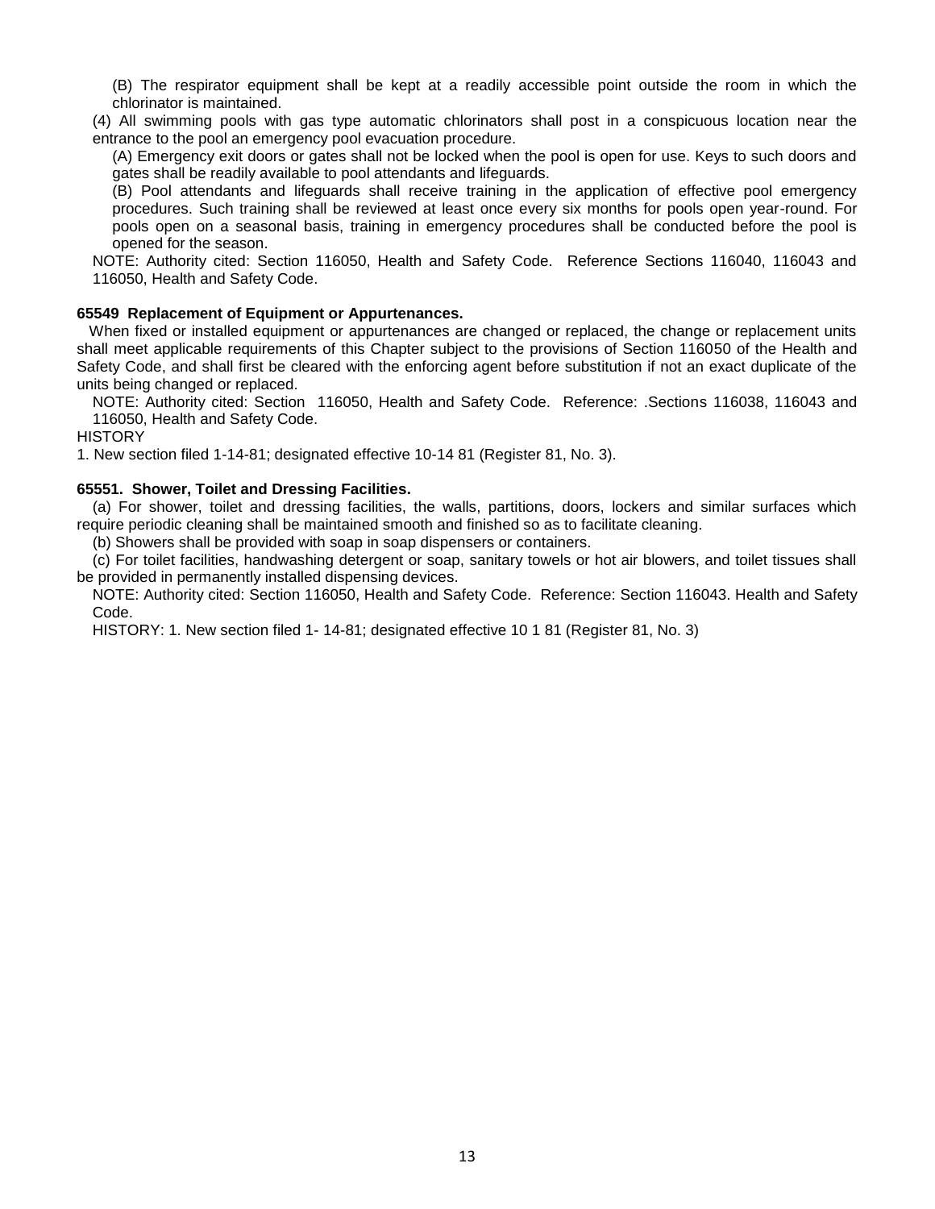(B) The respirator equipment shall be kept at a readily accessible point outside the room in which the chlorinator is maintained.

(4) All swimming pools with gas type automatic chlorinators shall post in a conspicuous location near the entrance to the pool an emergency pool evacuation procedure.

(A) Emergency exit doors or gates shall not be locked when the pool is open for use. Keys to such doors and gates shall be readily available to pool attendants and lifeguards.

(B) Pool attendants and lifeguards shall receive training in the application of effective pool emergency procedures. Such training shall be reviewed at least once every six months for pools open year-round. For pools open on a seasonal basis, training in emergency procedures shall be conducted before the pool is opened for the season.

NOTE: Authority cited: Section 116050, Health and Safety Code. Reference Sections 116040, 116043 and 116050, Health and Safety Code.

**65549 Replacement of Equipment or Appurtenances.**

When fixed or installed equipment or appurtenances are changed or replaced, the change or replacement units shall meet applicable requirements of this Chapter subject to the provisions of Section 116050 of the Health and Safety Code, and shall first be cleared with the enforcing agent before substitution if not an exact duplicate of the units being changed or replaced.

NOTE: Authority cited: Section 116050, Health and Safety Code. Reference: .Sections 116038, 116043 and 116050, Health and Safety Code.

HISTORY

1. New section filed 1-14-81; designated effective 10-14 81 (Register 81, No. 3).

**65551. Shower, Toilet and Dressing Facilities.**

(a) For shower, toilet and dressing facilities, the walls, partitions, doors, lockers and similar surfaces which require periodic cleaning shall be maintained smooth and finished so as to facilitate cleaning.

(b) Showers shall be provided with soap in soap dispensers or containers.

(c) For toilet facilities, handwashing detergent or soap, sanitary towels or hot air blowers, and toilet tissues shall be provided in permanently installed dispensing devices.

NOTE: Authority cited: Section 116050, Health and Safety Code. Reference: Section 116043. Health and Safety Code.

HISTORY: 1. New section filed 1- 14-81; designated effective 10 1 81 (Register 81, No. 3)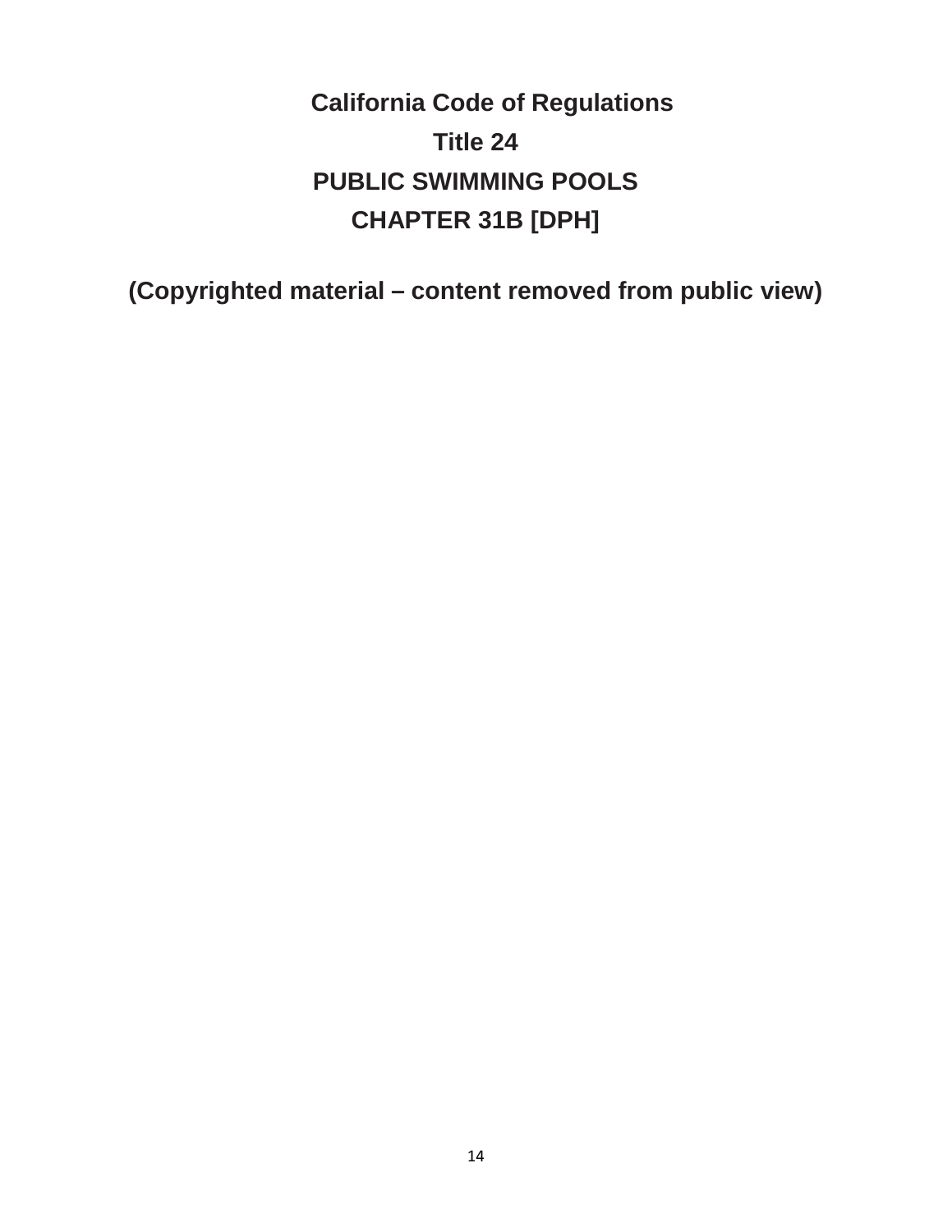# California Code of Regulations

## Title 24

## PUBLIC SWIMMING POOLS

## CHAPTER 31B [DPH]

**(Copyrighted material – content removed from public view)**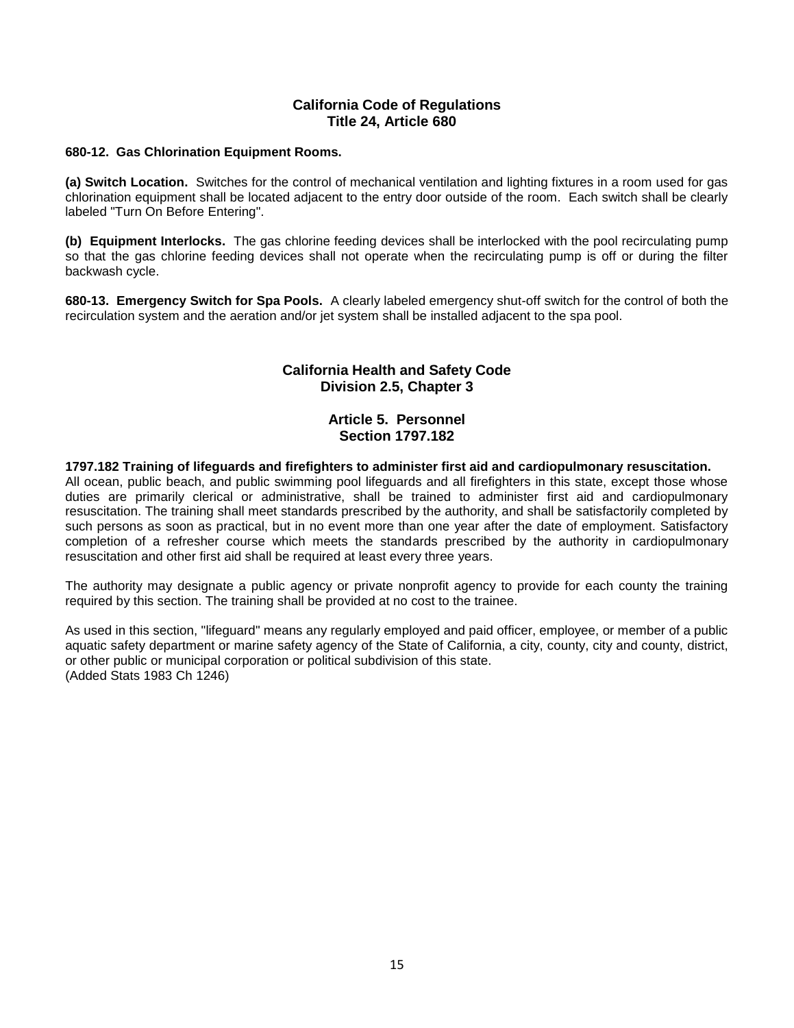## California Code of Regulations
## Title 24, Article 680

**680-12. Gas Chlorination Equipment Rooms.**

**(a) Switch Location.** Switches for the control of mechanical ventilation and lighting fixtures in a room used for gas chlorination equipment shall be located adjacent to the entry door outside of the room. Each switch shall be clearly labeled "Turn On Before Entering".

**(b) Equipment Interlocks.** The gas chlorine feeding devices shall be interlocked with the pool recirculating pump so that the gas chlorine feeding devices shall not operate when the recirculating pump is off or during the filter backwash cycle.

**680-13. Emergency Switch for Spa Pools.** A clearly labeled emergency shut-off switch for the control of both the recirculation system and the aeration and/or jet system shall be installed adjacent to the spa pool.

## California Health and Safety Code
## Division 2.5, Chapter 3

### Article 5. Personnel
### Section 1797.182

**1797.182 Training of lifeguards and firefighters to administer first aid and cardiopulmonary resuscitation.**
All ocean, public beach, and public swimming pool lifeguards and all firefighters in this state, except those whose duties are primarily clerical or administrative, shall be trained to administer first aid and cardiopulmonary resuscitation. The training shall meet standards prescribed by the authority, and shall be satisfactorily completed by such persons as soon as practical, but in no event more than one year after the date of employment. Satisfactory completion of a refresher course which meets the standards prescribed by the authority in cardiopulmonary resuscitation and other first aid shall be required at least every three years.

The authority may designate a public agency or private nonprofit agency to provide for each county the training required by this section. The training shall be provided at no cost to the trainee.

As used in this section, "lifeguard" means any regularly employed and paid officer, employee, or member of a public aquatic safety department or marine safety agency of the State of California, a city, county, city and county, district, or other public or municipal corporation or political subdivision of this state.
(Added Stats 1983 Ch 1246)